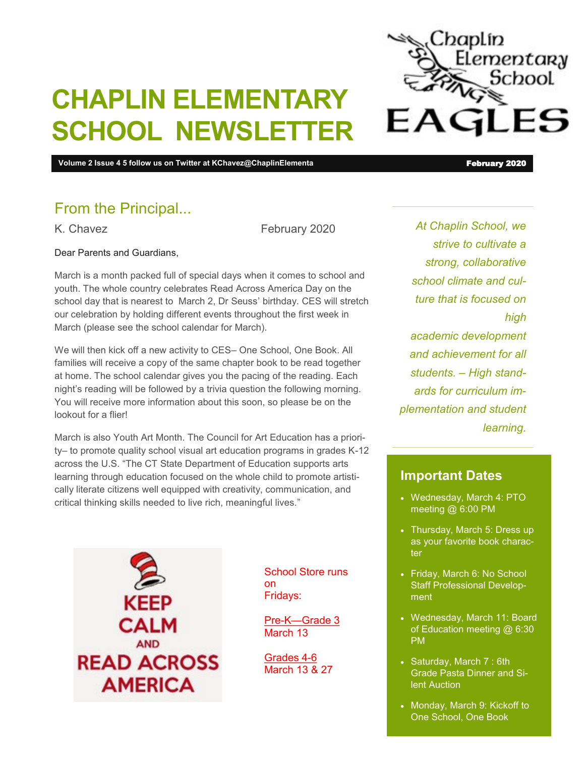# CHAPLIN ELEMENTARY SCHOOL NEWSLETTER

Chaplin Elementary School SOARING EAGLES

**Volume 2 Issue 4 5 follow us on Twitter at KChavez@ChaplinElementa** **February 2020**

## From the Principal...

K. Chavez February 2020

Dear Parents and Guardians,

March is a month packed full of special days when it comes to school and youth. The whole country celebrates Read Across America Day on the school day that is nearest to March 2, Dr Seuss' birthday. CES will stretch our celebration by holding different events throughout the first week in March (please see the school calendar for March).

We will then kick off a new activity to CES– One School, One Book. All families will receive a copy of the same chapter book to be read together at home. The school calendar gives you the pacing of the reading. Each night's reading will be followed by a trivia question the following morning. You will receive more information about this soon, so please be on the lookout for a flier!

March is also Youth Art Month. The Council for Art Education has a priority– to promote quality school visual art education programs in grades K-12 across the U.S. "The CT State Department of Education supports arts learning through education focused on the whole child to promote artistically literate citizens well equipped with creativity, communication, and critical thinking skills needed to live rich, meaningful lives."

KEEP CALM AND READ ACROSS AMERICA

School Store runs on Fridays:

Pre-K—Grade 3
March 13

Grades 4-6
March 13 & 27

*At Chaplin School, we strive to cultivate a strong, collaborative school climate and culture that is focused on high academic development and achievement for all students. – High standards for curriculum implementation and student learning.*

### Important Dates

- Wednesday, March 4: PTO meeting @ 6:00 PM
- Thursday, March 5: Dress up as your favorite book character
- Friday, March 6: No School Staff Professional Development
- Wednesday, March 11: Board of Education meeting @ 6:30 PM
- Saturday, March 7 : 6th Grade Pasta Dinner and Silent Auction
- Monday, March 9: Kickoff to One School, One Book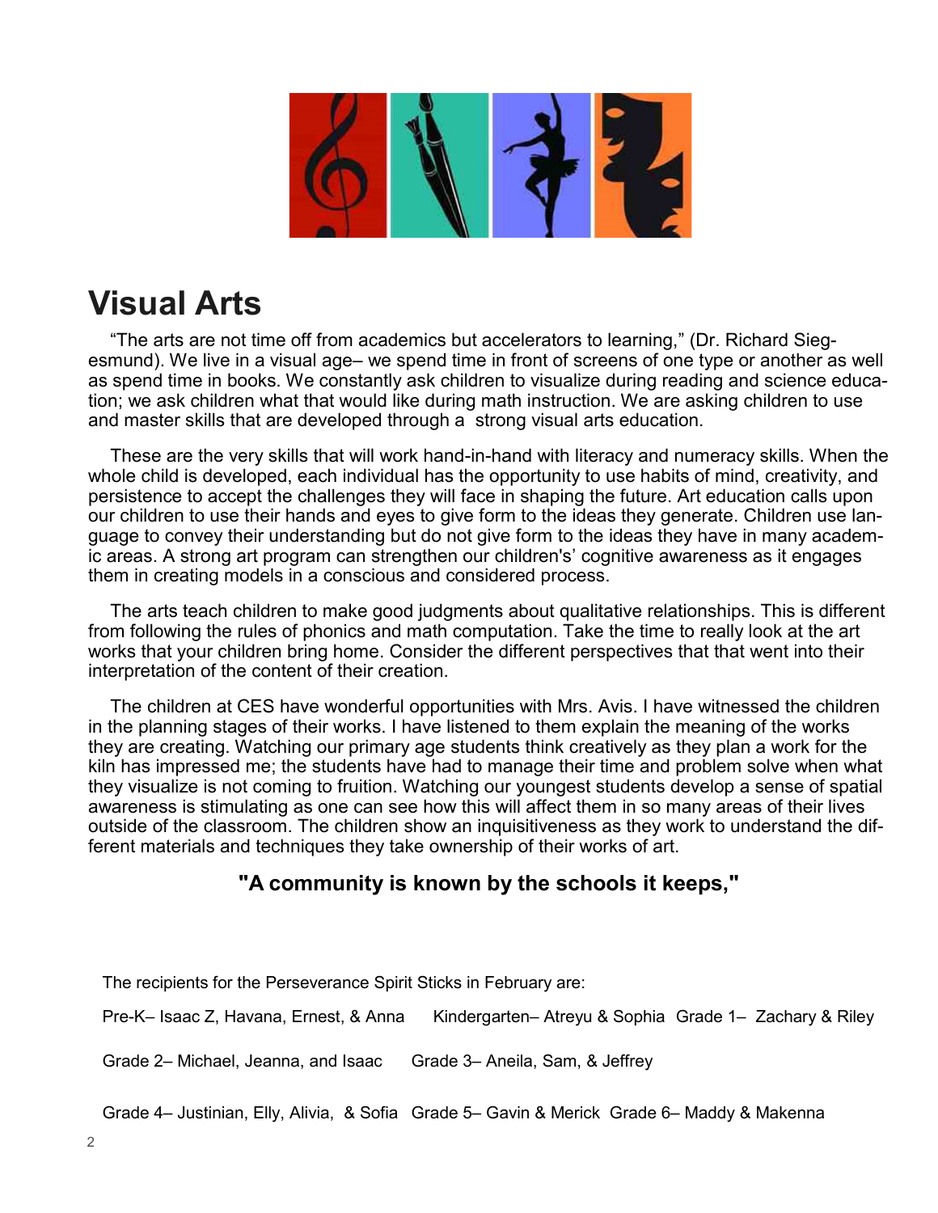## Visual Arts

"The arts are not time off from academics but accelerators to learning," (Dr. Richard Siegesmund). We live in a visual age– we spend time in front of screens of one type or another as well as spend time in books. We constantly ask children to visualize during reading and science education; we ask children what that would like during math instruction. We are asking children to use and master skills that are developed through a strong visual arts education.

These are the very skills that will work hand-in-hand with literacy and numeracy skills. When the whole child is developed, each individual has the opportunity to use habits of mind, creativity, and persistence to accept the challenges they will face in shaping the future. Art education calls upon our children to use their hands and eyes to give form to the ideas they generate. Children use language to convey their understanding but do not give form to the ideas they have in many academic areas. A strong art program can strengthen our children's' cognitive awareness as it engages them in creating models in a conscious and considered process.

The arts teach children to make good judgments about qualitative relationships. This is different from following the rules of phonics and math computation. Take the time to really look at the art works that your children bring home. Consider the different perspectives that that went into their interpretation of the content of their creation.

The children at CES have wonderful opportunities with Mrs. Avis. I have witnessed the children in the planning stages of their works. I have listened to them explain the meaning of the works they are creating. Watching our primary age students think creatively as they plan a work for the kiln has impressed me; the students have had to manage their time and problem solve when what they visualize is not coming to fruition. Watching our youngest students develop a sense of spatial awareness is stimulating as one can see how this will affect them in so many areas of their lives outside of the classroom. The children show an inquisitiveness as they work to understand the different materials and techniques they take ownership of their works of art.

**"A community is known by the schools it keeps,"**

The recipients for the Perseverance Spirit Sticks in February are:

Pre-K– Isaac Z, Havana, Ernest, & Anna    Kindergarten– Atreyu & Sophia    Grade 1– Zachary & Riley

Grade 2– Michael, Jeanna, and Isaac    Grade 3– Aneila, Sam, & Jeffrey

Grade 4– Justinian, Elly, Alivia, & Sofia    Grade 5– Gavin & Merick    Grade 6– Maddy & Makenna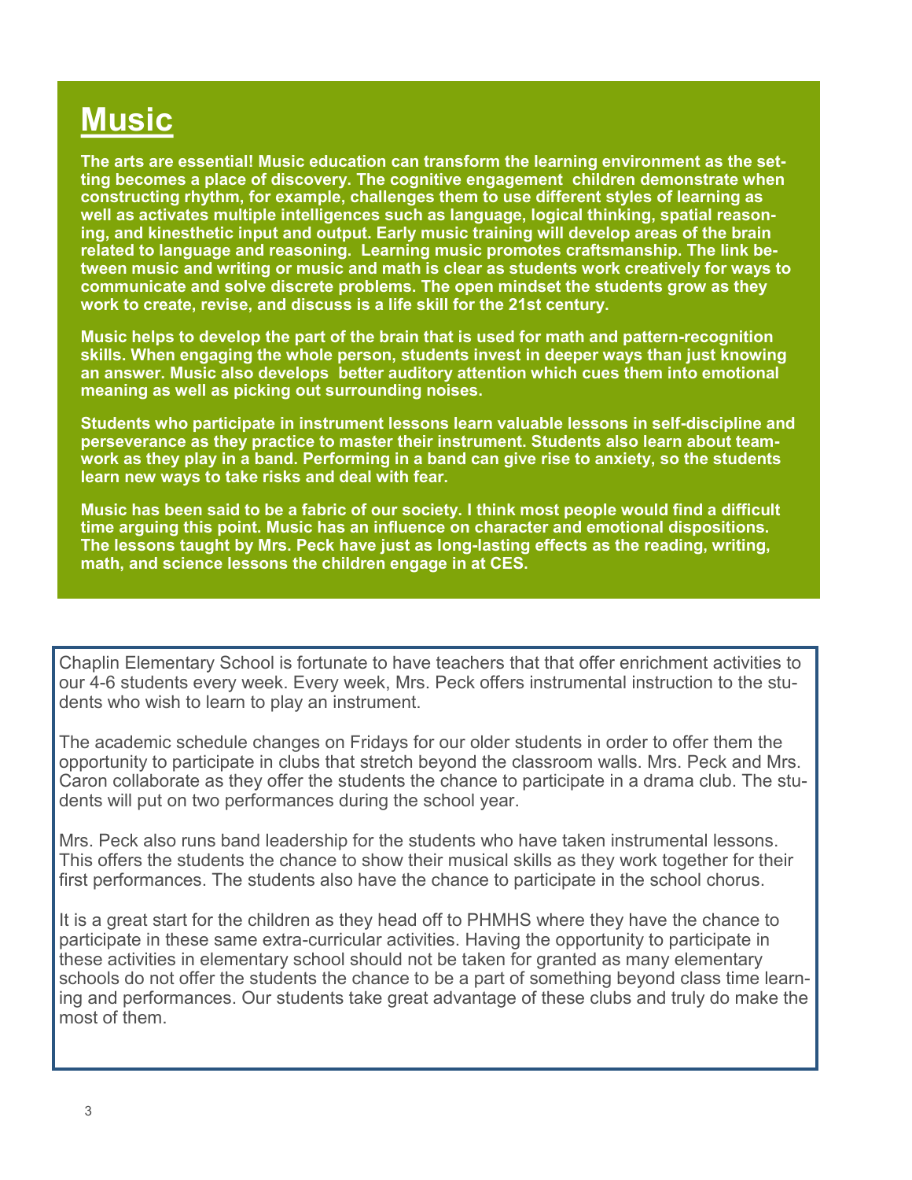# Music

**The arts are essential! Music education can transform the learning environment as the setting becomes a place of discovery. The cognitive engagement children demonstrate when constructing rhythm, for example, challenges them to use different styles of learning as well as activates multiple intelligences such as language, logical thinking, spatial reasoning, and kinesthetic input and output. Early music training will develop areas of the brain related to language and reasoning. Learning music promotes craftsmanship. The link between music and writing or music and math is clear as students work creatively for ways to communicate and solve discrete problems. The open mindset the students grow as they work to create, revise, and discuss is a life skill for the 21st century.**

**Music helps to develop the part of the brain that is used for math and pattern-recognition skills. When engaging the whole person, students invest in deeper ways than just knowing an answer. Music also develops better auditory attention which cues them into emotional meaning as well as picking out surrounding noises.**

**Students who participate in instrument lessons learn valuable lessons in self-discipline and perseverance as they practice to master their instrument. Students also learn about teamwork as they play in a band. Performing in a band can give rise to anxiety, so the students learn new ways to take risks and deal with fear.**

**Music has been said to be a fabric of our society. I think most people would find a difficult time arguing this point. Music has an influence on character and emotional dispositions. The lessons taught by Mrs. Peck have just as long-lasting effects as the reading, writing, math, and science lessons the children engage in at CES.**

Chaplin Elementary School is fortunate to have teachers that that offer enrichment activities to our 4-6 students every week. Every week, Mrs. Peck offers instrumental instruction to the students who wish to learn to play an instrument.

The academic schedule changes on Fridays for our older students in order to offer them the opportunity to participate in clubs that stretch beyond the classroom walls. Mrs. Peck and Mrs. Caron collaborate as they offer the students the chance to participate in a drama club. The students will put on two performances during the school year.

Mrs. Peck also runs band leadership for the students who have taken instrumental lessons. This offers the students the chance to show their musical skills as they work together for their first performances. The students also have the chance to participate in the school chorus.

It is a great start for the children as they head off to PHMHS where they have the chance to participate in these same extra-curricular activities. Having the opportunity to participate in these activities in elementary school should not be taken for granted as many elementary schools do not offer the students the chance to be a part of something beyond class time learning and performances. Our students take great advantage of these clubs and truly do make the most of them.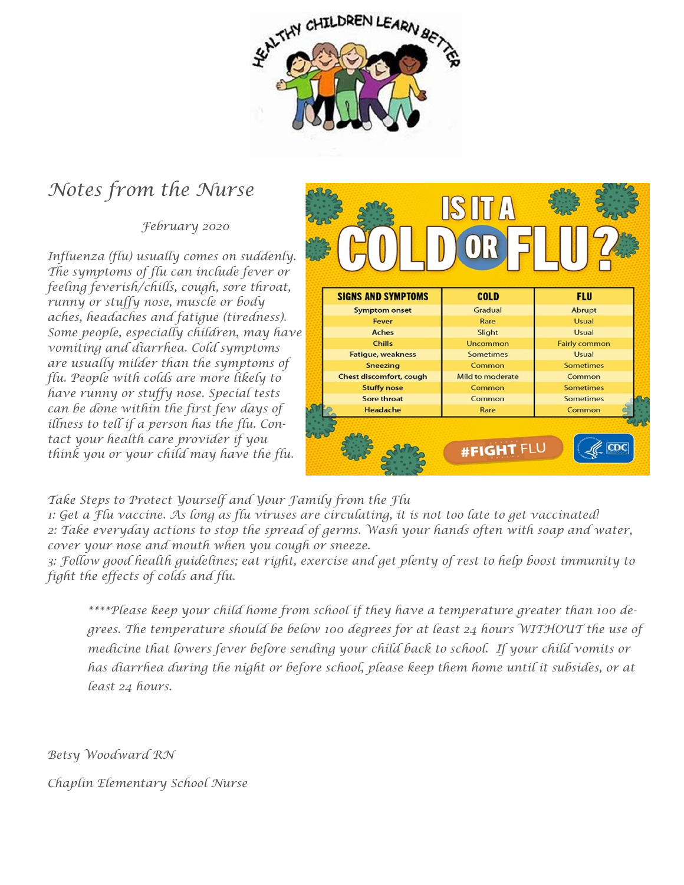HEALTHY CHILDREN LEARN BETTER

# *Notes from the Nurse*

*February 2020*

*Influenza (flu) usually comes on suddenly. The symptoms of flu can include fever or feeling feverish/chills, cough, sore throat, runny or stuffy nose, muscle or body aches, headaches and fatigue (tiredness). Some people, especially children, may have vomiting and diarrhea. Cold symptoms are usually milder than the symptoms of flu. People with colds are more likely to have runny or stuffy nose. Special tests can be done within the first few days of illness to tell if a person has the flu. Contact your health care provider if you think you or your child may have the flu.*

## IS IT A COLD OR FLU?

| SIGNS AND SYMPTOMS | COLD | FLU |
|---|---|---|
| Symptom onset | Gradual | Abrupt |
| Fever | Rare | Usual |
| Aches | Slight | Usual |
| Chills | Uncommon | Fairly common |
| Fatigue, weakness | Sometimes | Usual |
| Sneezing | Common | Sometimes |
| Chest discomfort, cough | Mild to moderate | Common |
| Stuffy nose | Common | Sometimes |
| Sore throat | Common | Sometimes |
| Headache | Rare | Common |

#FIGHT FLU — CDC

*Take Steps to Protect Yourself and Your Family from the Flu*
*1: Get a Flu vaccine. As long as flu viruses are circulating, it is not too late to get vaccinated!*
*2: Take everyday actions to stop the spread of germs. Wash your hands often with soap and water, cover your nose and mouth when you cough or sneeze.*
*3: Follow good health guidelines; eat right, exercise and get plenty of rest to help boost immunity to fight the effects of colds and flu.*

*****Please keep your child home from school if they have a temperature greater than 100 degrees. The temperature should be below 100 degrees for at least 24 hours WITHOUT the use of medicine that lowers fever before sending your child back to school. If your child vomits or has diarrhea during the night or before school, please keep them home until it subsides, or at least 24 hours.*

*Betsy Woodward RN*

*Chaplin Elementary School Nurse*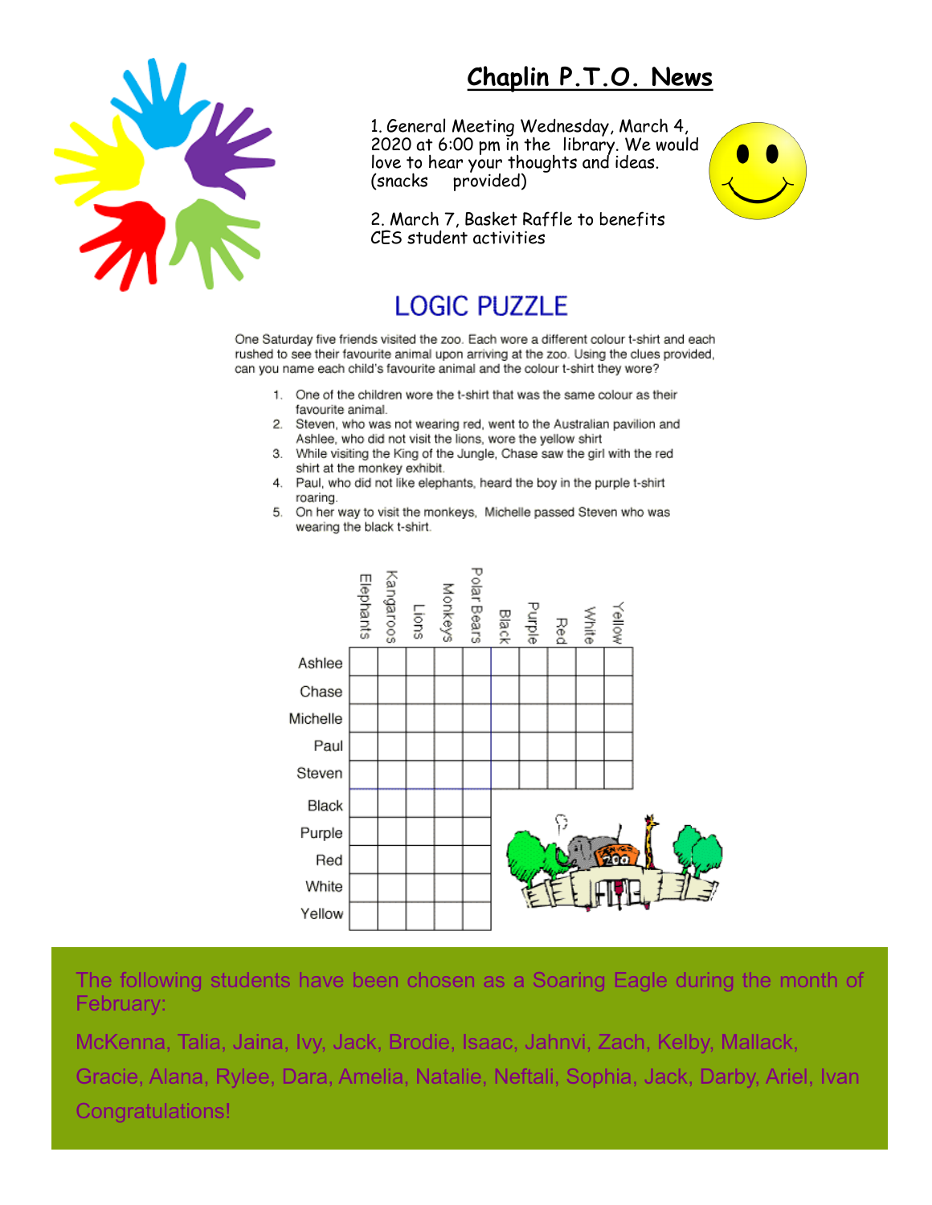# Chaplin P.T.O. News

1. General Meeting Wednesday, March 4, 2020 at 6:00 pm in the library. We would love to hear your thoughts and ideas. (snacks provided)

2. March 7, Basket Raffle to benefits CES student activities

## LOGIC PUZZLE

One Saturday five friends visited the zoo. Each wore a different colour t-shirt and each rushed to see their favourite animal upon arriving at the zoo. Using the clues provided, can you name each child's favourite animal and the colour t-shirt they wore?

1. One of the children wore the t-shirt that was the same colour as their favourite animal.
2. Steven, who was not wearing red, went to the Australian pavilion and Ashlee, who did not visit the lions, wore the yellow shirt
3. While visiting the King of the Jungle, Chase saw the girl with the red shirt at the monkey exhibit.
4. Paul, who did not like elephants, heard the boy in the purple t-shirt roaring.
5. On her way to visit the monkeys, Michelle passed Steven who was wearing the black t-shirt.

| | Elephants | Kangaroos | Lions | Monkeys | Polar Bears | Black | Purple | Red | White | Yellow |
|---|---|---|---|---|---|---|---|---|---|---|
| Ashlee | | | | | | | | | | |
| Chase | | | | | | | | | | |
| Michelle | | | | | | | | | | |
| Paul | | | | | | | | | | |
| Steven | | | | | | | | | | |
| Black | | | | | | | | | | |
| Purple | | | | | | | | | | |
| Red | | | | | | | | | | |
| White | | | | | | | | | | |
| Yellow | | | | | | | | | | |

The following students have been chosen as a Soaring Eagle during the month of February:

McKenna, Talia, Jaina, Ivy, Jack, Brodie, Isaac, Jahnvi, Zach, Kelby, Mallack, Gracie, Alana, Rylee, Dara, Amelia, Natalie, Neftali, Sophia, Jack, Darby, Ariel, Ivan

Congratulations!